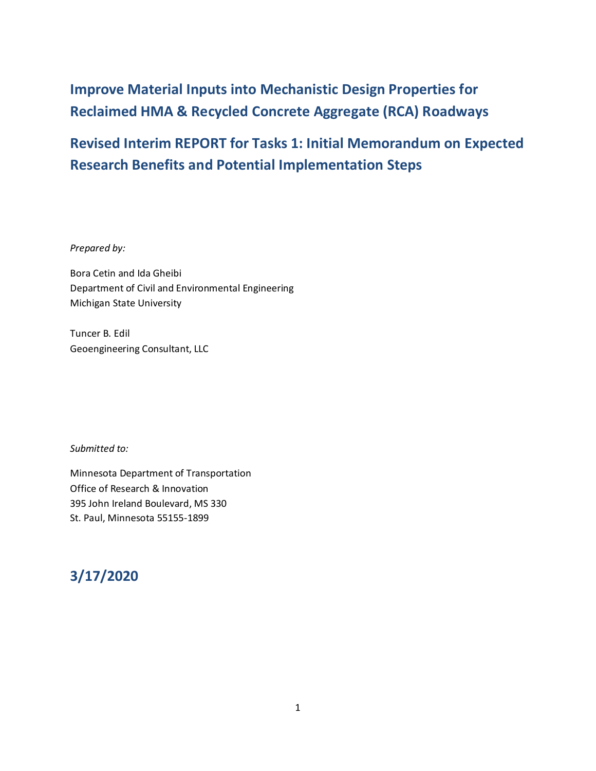# Improve Material Inputs into Mechanistic Design Properties for Reclaimed HMA & Recycled Concrete Aggregate (RCA) Roadways

## Revised Interim REPORT for Tasks 1: Initial Memorandum on Expected Research Benefits and Potential Implementation Steps

*Prepared by:*

Bora Cetin and Ida Gheibi
Department of Civil and Environmental Engineering
Michigan State University

Tuncer B. Edil
Geoengineering Consultant, LLC

*Submitted to:*

Minnesota Department of Transportation
Office of Research & Innovation
395 John Ireland Boulevard, MS 330
St. Paul, Minnesota 55155-1899

## 3/17/2020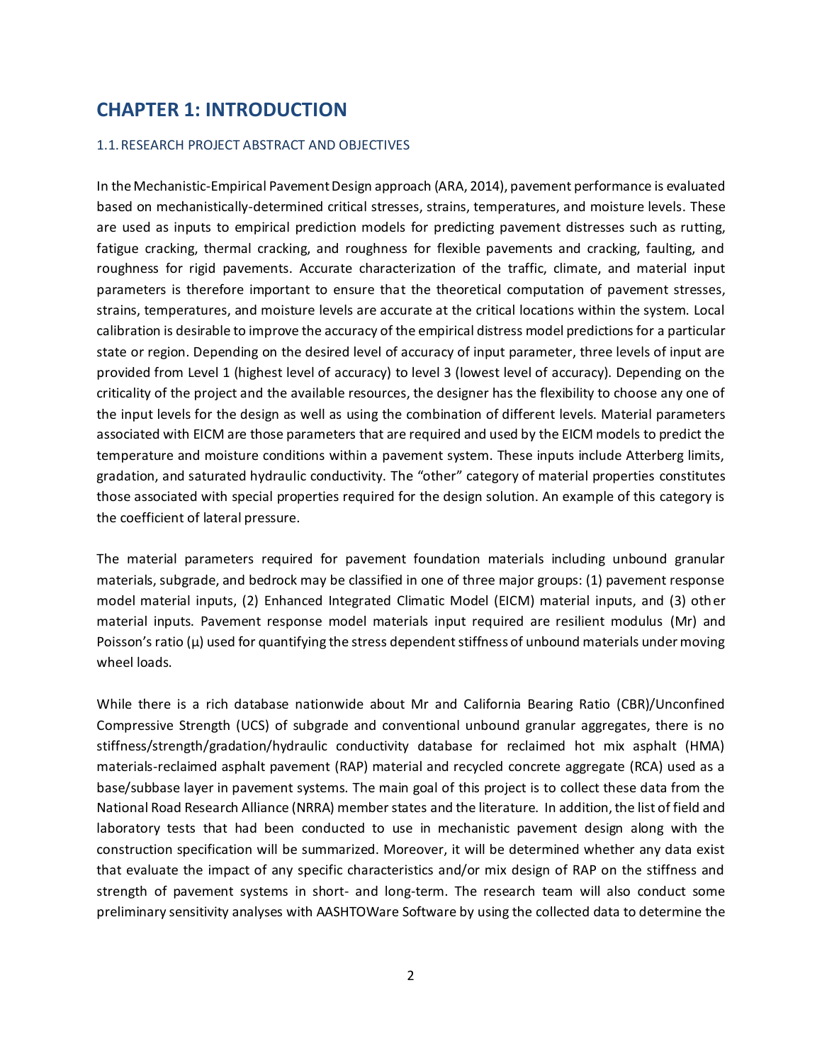# CHAPTER 1: INTRODUCTION

## 1.1. RESEARCH PROJECT ABSTRACT AND OBJECTIVES

In the Mechanistic-Empirical Pavement Design approach (ARA, 2014), pavement performance is evaluated based on mechanistically-determined critical stresses, strains, temperatures, and moisture levels. These are used as inputs to empirical prediction models for predicting pavement distresses such as rutting, fatigue cracking, thermal cracking, and roughness for flexible pavements and cracking, faulting, and roughness for rigid pavements. Accurate characterization of the traffic, climate, and material input parameters is therefore important to ensure that the theoretical computation of pavement stresses, strains, temperatures, and moisture levels are accurate at the critical locations within the system. Local calibration is desirable to improve the accuracy of the empirical distress model predictions for a particular state or region. Depending on the desired level of accuracy of input parameter, three levels of input are provided from Level 1 (highest level of accuracy) to level 3 (lowest level of accuracy). Depending on the criticality of the project and the available resources, the designer has the flexibility to choose any one of the input levels for the design as well as using the combination of different levels. Material parameters associated with EICM are those parameters that are required and used by the EICM models to predict the temperature and moisture conditions within a pavement system. These inputs include Atterberg limits, gradation, and saturated hydraulic conductivity. The "other" category of material properties constitutes those associated with special properties required for the design solution. An example of this category is the coefficient of lateral pressure.

The material parameters required for pavement foundation materials including unbound granular materials, subgrade, and bedrock may be classified in one of three major groups: (1) pavement response model material inputs, (2) Enhanced Integrated Climatic Model (EICM) material inputs, and (3) other material inputs. Pavement response model materials input required are resilient modulus (Mr) and Poisson's ratio ($\mu$) used for quantifying the stress dependent stiffness of unbound materials under moving wheel loads.

While there is a rich database nationwide about Mr and California Bearing Ratio (CBR)/Unconfined Compressive Strength (UCS) of subgrade and conventional unbound granular aggregates, there is no stiffness/strength/gradation/hydraulic conductivity database for reclaimed hot mix asphalt (HMA) materials-reclaimed asphalt pavement (RAP) material and recycled concrete aggregate (RCA) used as a base/subbase layer in pavement systems. The main goal of this project is to collect these data from the National Road Research Alliance (NRRA) member states and the literature. In addition, the list of field and laboratory tests that had been conducted to use in mechanistic pavement design along with the construction specification will be summarized. Moreover, it will be determined whether any data exist that evaluate the impact of any specific characteristics and/or mix design of RAP on the stiffness and strength of pavement systems in short- and long-term. The research team will also conduct some preliminary sensitivity analyses with AASHTOWare Software by using the collected data to determine the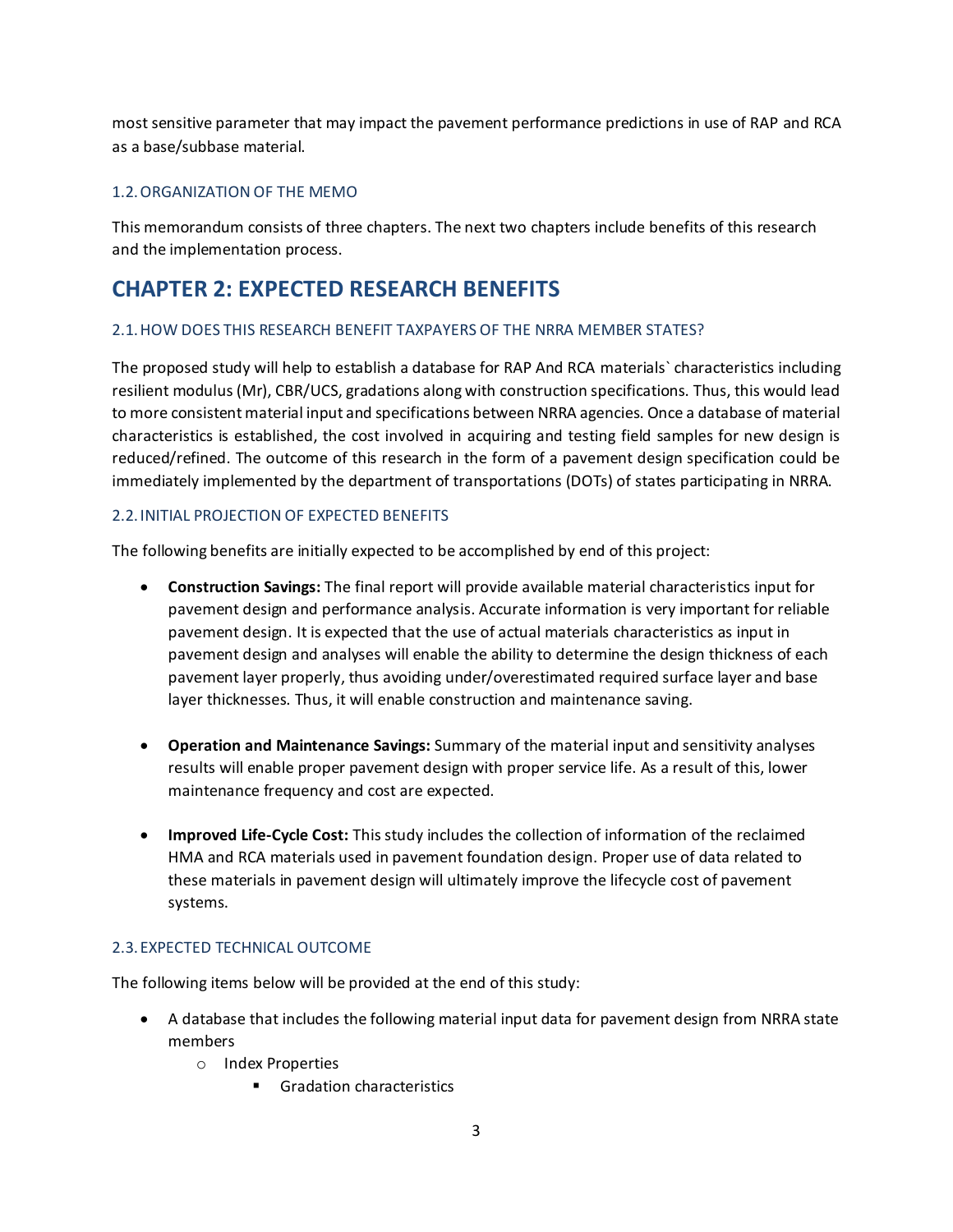most sensitive parameter that may impact the pavement performance predictions in use of RAP and RCA as a base/subbase material.

### 1.2. ORGANIZATION OF THE MEMO

This memorandum consists of three chapters. The next two chapters include benefits of this research and the implementation process.

## CHAPTER 2: EXPECTED RESEARCH BENEFITS

### 2.1. HOW DOES THIS RESEARCH BENEFIT TAXPAYERS OF THE NRRA MEMBER STATES?

The proposed study will help to establish a database for RAP And RCA materials` characteristics including resilient modulus (Mr), CBR/UCS, gradations along with construction specifications. Thus, this would lead to more consistent material input and specifications between NRRA agencies. Once a database of material characteristics is established, the cost involved in acquiring and testing field samples for new design is reduced/refined. The outcome of this research in the form of a pavement design specification could be immediately implemented by the department of transportations (DOTs) of states participating in NRRA.

### 2.2. INITIAL PROJECTION OF EXPECTED BENEFITS

The following benefits are initially expected to be accomplished by end of this project:

- **Construction Savings:** The final report will provide available material characteristics input for pavement design and performance analysis. Accurate information is very important for reliable pavement design. It is expected that the use of actual materials characteristics as input in pavement design and analyses will enable the ability to determine the design thickness of each pavement layer properly, thus avoiding under/overestimated required surface layer and base layer thicknesses. Thus, it will enable construction and maintenance saving.

- **Operation and Maintenance Savings:** Summary of the material input and sensitivity analyses results will enable proper pavement design with proper service life. As a result of this, lower maintenance frequency and cost are expected.

- **Improved Life-Cycle Cost:** This study includes the collection of information of the reclaimed HMA and RCA materials used in pavement foundation design. Proper use of data related to these materials in pavement design will ultimately improve the lifecycle cost of pavement systems.

### 2.3. EXPECTED TECHNICAL OUTCOME

The following items below will be provided at the end of this study:

- A database that includes the following material input data for pavement design from NRRA state members
  - Index Properties
    - Gradation characteristics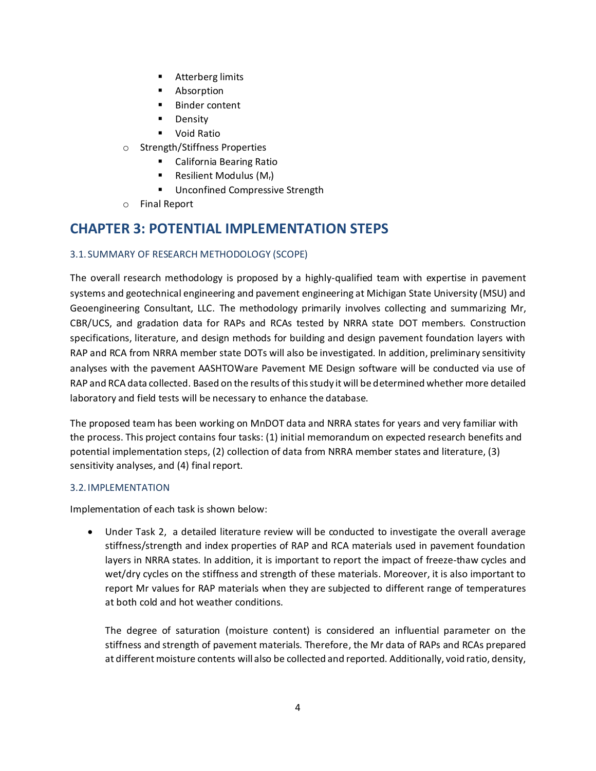- Atterberg limits
        - Absorption
        - Binder content
        - Density
        - Void Ratio
    - Strength/Stiffness Properties
        - California Bearing Ratio
        - Resilient Modulus ($M_r$)
        - Unconfined Compressive Strength
    - Final Report

# CHAPTER 3: POTENTIAL IMPLEMENTATION STEPS

## 3.1. SUMMARY OF RESEARCH METHODOLOGY (SCOPE)

The overall research methodology is proposed by a highly-qualified team with expertise in pavement systems and geotechnical engineering and pavement engineering at Michigan State University (MSU) and Geoengineering Consultant, LLC. The methodology primarily involves collecting and summarizing Mr, CBR/UCS, and gradation data for RAPs and RCAs tested by NRRA state DOT members. Construction specifications, literature, and design methods for building and design pavement foundation layers with RAP and RCA from NRRA member state DOTs will also be investigated. In addition, preliminary sensitivity analyses with the pavement AASHTOWare Pavement ME Design software will be conducted via use of RAP and RCA data collected. Based on the results of this study it will be determined whether more detailed laboratory and field tests will be necessary to enhance the database.

The proposed team has been working on MnDOT data and NRRA states for years and very familiar with the process. This project contains four tasks: (1) initial memorandum on expected research benefits and potential implementation steps, (2) collection of data from NRRA member states and literature, (3) sensitivity analyses, and (4) final report.

## 3.2. IMPLEMENTATION

Implementation of each task is shown below:

- Under Task 2, a detailed literature review will be conducted to investigate the overall average stiffness/strength and index properties of RAP and RCA materials used in pavement foundation layers in NRRA states. In addition, it is important to report the impact of freeze-thaw cycles and wet/dry cycles on the stiffness and strength of these materials. Moreover, it is also important to report Mr values for RAP materials when they are subjected to different range of temperatures at both cold and hot weather conditions.

  The degree of saturation (moisture content) is considered an influential parameter on the stiffness and strength of pavement materials. Therefore, the Mr data of RAPs and RCAs prepared at different moisture contents will also be collected and reported. Additionally, void ratio, density,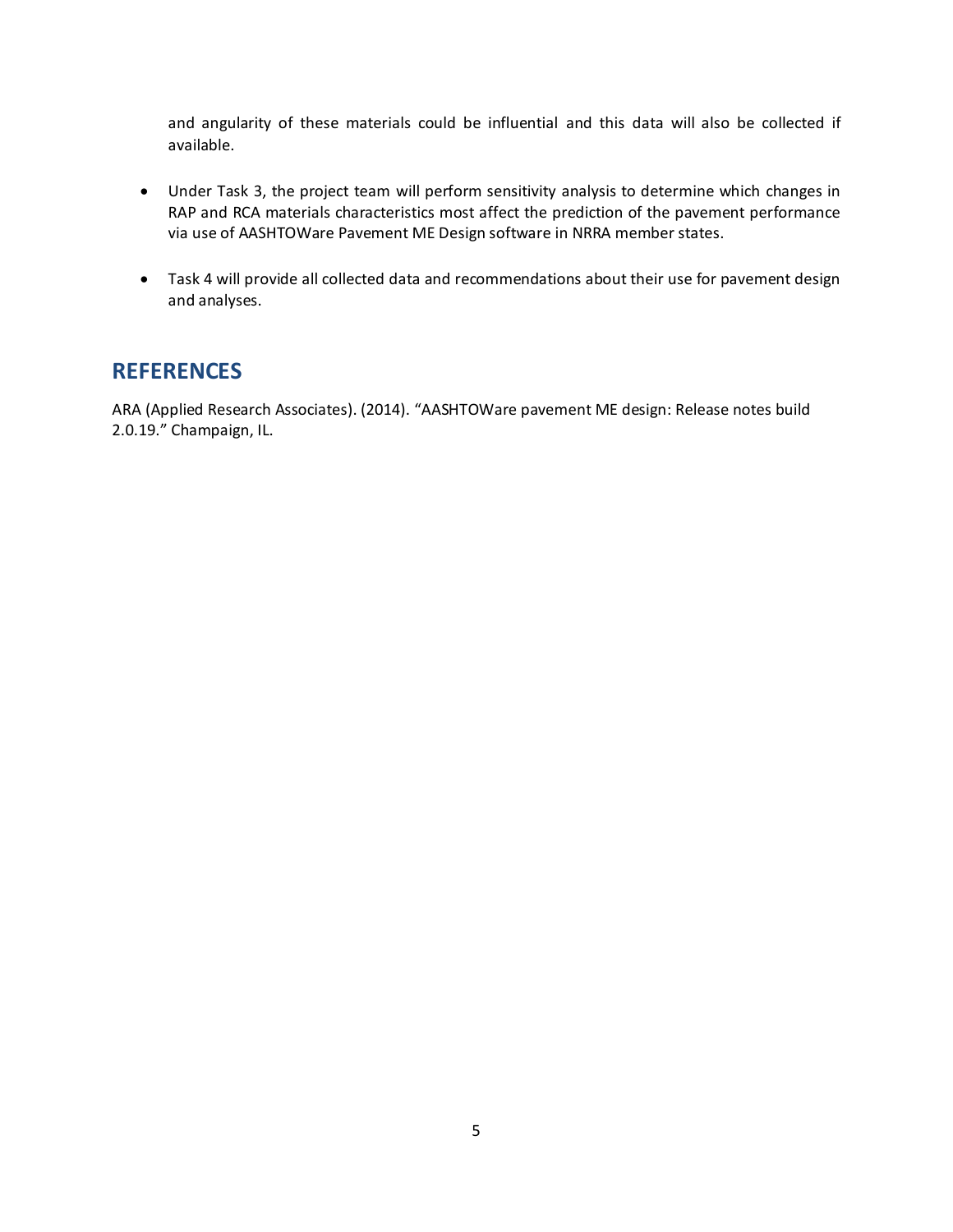and angularity of these materials could be influential and this data will also be collected if available.

- Under Task 3, the project team will perform sensitivity analysis to determine which changes in RAP and RCA materials characteristics most affect the prediction of the pavement performance via use of AASHTOWare Pavement ME Design software in NRRA member states.

- Task 4 will provide all collected data and recommendations about their use for pavement design and analyses.

## REFERENCES

ARA (Applied Research Associates). (2014). "AASHTOWare pavement ME design: Release notes build 2.0.19." Champaign, IL.